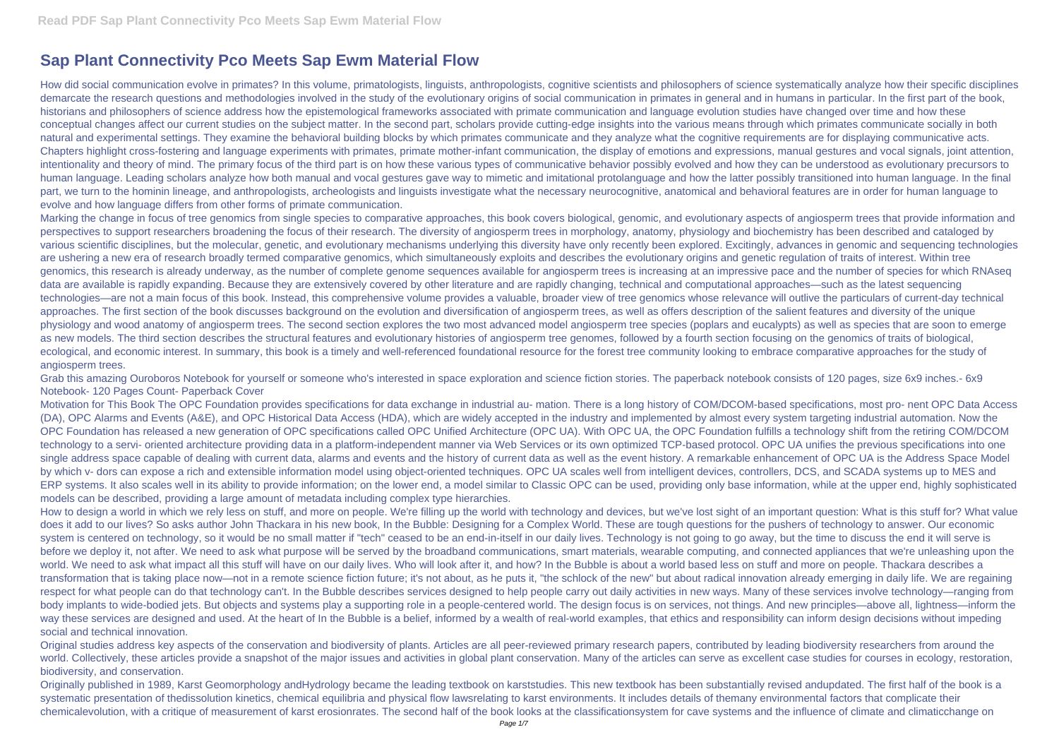# Sap Plant Connectivity Pco Meets Sap Ewm Material Flow

How did social communication evolve in primates? In this volume, primatologists, linguists, anthropologists, cognitive scientists and philosophers of science systematically analyze how their specific disciplines demarcate the research questions and methodologies involved in the study of the evolutionary origins of social communication in primates in general and in humans in particular. In the first part of the book, historians and philosophers of science address how the epistemological frameworks associated with primate communication and language evolution studies have changed over time and how these conceptual changes affect our current studies on the subject matter. In the second part, scholars provide cutting-edge insights into the various means through which primates communicate socially in both natural and experimental settings. They examine the behavioral building blocks by which primates communicate and they analyze what the cognitive requirements are for displaying communicative acts. Chapters highlight cross-fostering and language experiments with primates, primate mother-infant communication, the display of emotions and expressions, manual gestures and vocal signals, joint attention, intentionality and theory of mind. The primary focus of the third part is on how these various types of communicative behavior possibly evolved and how they can be understood as evolutionary precursors to human language. Leading scholars analyze how both manual and vocal gestures gave way to mimetic and imitational protolanguage and how the latter possibly transitioned into human language. In the final part, we turn to the hominin lineage, and anthropologists, archeologists and linguists investigate what the necessary neurocognitive, anatomical and behavioral features are in order for human language to evolve and how language differs from other forms of primate communication.

Marking the change in focus of tree genomics from single species to comparative approaches, this book covers biological, genomic, and evolutionary aspects of angiosperm trees that provide information and perspectives to support researchers broadening the focus of their research. The diversity of angiosperm trees in morphology, anatomy, physiology and biochemistry has been described and cataloged by various scientific disciplines, but the molecular, genetic, and evolutionary mechanisms underlying this diversity have only recently been explored. Excitingly, advances in genomic and sequencing technologies are ushering a new era of research broadly termed comparative genomics, which simultaneously exploits and describes the evolutionary origins and genetic regulation of traits of interest. Within tree genomics, this research is already underway, as the number of complete genome sequences available for angiosperm trees is increasing at an impressive pace and the number of species for which RNAseq data are available is rapidly expanding. Because they are extensively covered by other literature and are rapidly changing, technical and computational approaches—such as the latest sequencing technologies—are not a main focus of this book. Instead, this comprehensive volume provides a valuable, broader view of tree genomics whose relevance will outlive the particulars of current-day technical approaches. The first section of the book discusses background on the evolution and diversification of angiosperm trees, as well as offers description of the salient features and diversity of the unique physiology and wood anatomy of angiosperm trees. The second section explores the two most advanced model angiosperm tree species (poplars and eucalypts) as well as species that are soon to emerge as new models. The third section describes the structural features and evolutionary histories of angiosperm tree genomes, followed by a fourth section focusing on the genomics of traits of biological, ecological, and economic interest. In summary, this book is a timely and well-referenced foundational resource for the forest tree community looking to embrace comparative approaches for the study of angiosperm trees.

Grab this amazing Ouroboros Notebook for yourself or someone who's interested in space exploration and science fiction stories. The paperback notebook consists of 120 pages, size 6x9 inches.- 6x9 Notebook- 120 Pages Count- Paperback Cover

Motivation for This Book The OPC Foundation provides specifications for data exchange in industrial au- mation. There is a long history of COM/DCOM-based specifications, most pro- nent OPC Data Access (DA), OPC Alarms and Events (A&E), and OPC Historical Data Access (HDA), which are widely accepted in the industry and implemented by almost every system targeting industrial automation. Now the OPC Foundation has released a new generation of OPC specifications called OPC Unified Architecture (OPC UA). With OPC UA, the OPC Foundation fulfills a technology shift from the retiring COM/DCOM technology to a servi- oriented architecture providing data in a platform-independent manner via Web Services or its own optimized TCP-based protocol. OPC UA unifies the previous specifications into one single address space capable of dealing with current data, alarms and events and the history of current data as well as the event history. A remarkable enhancement of OPC UA is the Address Space Model by which v- dors can expose a rich and extensible information model using object-oriented techniques. OPC UA scales well from intelligent devices, controllers, DCS, and SCADA systems up to MES and ERP systems. It also scales well in its ability to provide information; on the lower end, a model similar to Classic OPC can be used, providing only base information, while at the upper end, highly sophisticated models can be described, providing a large amount of metadata including complex type hierarchies.

How to design a world in which we rely less on stuff, and more on people. We're filling up the world with technology and devices, but we've lost sight of an important question: What is this stuff for? What value does it add to our lives? So asks author John Thackara in his new book, In the Bubble: Designing for a Complex World. These are tough questions for the pushers of technology to answer. Our economic system is centered on technology, so it would be no small matter if "tech" ceased to be an end-in-itself in our daily lives. Technology is not going to go away, but the time to discuss the end it will serve is before we deploy it, not after. We need to ask what purpose will be served by the broadband communications, smart materials, wearable computing, and connected appliances that we're unleashing upon the world. We need to ask what impact all this stuff will have on our daily lives. Who will look after it, and how? In the Bubble is about a world based less on stuff and more on people. Thackara describes a transformation that is taking place now—not in a remote science fiction future; it's not about, as he puts it, "the schlock of the new" but about radical innovation already emerging in daily life. We are regaining respect for what people can do that technology can't. In the Bubble describes services designed to help people carry out daily activities in new ways. Many of these services involve technology—ranging from body implants to wide-bodied jets. But objects and systems play a supporting role in a people-centered world. The design focus is on services, not things. And new principles—above all, lightness—inform the way these services are designed and used. At the heart of In the Bubble is a belief, informed by a wealth of real-world examples, that ethics and responsibility can inform design decisions without impeding social and technical innovation.

Original studies address key aspects of the conservation and biodiversity of plants. Articles are all peer-reviewed primary research papers, contributed by leading biodiversity researchers from around the world. Collectively, these articles provide a snapshot of the major issues and activities in global plant conservation. Many of the articles can serve as excellent case studies for courses in ecology, restoration, biodiversity, and conservation.

Originally published in 1989, Karst Geomorphology andHydrology became the leading textbook on karststudies. This new textbook has been substantially revised andupdated. The first half of the book is a systematic presentation of thedissolution kinetics, chemical equilibria and physical flow lawsrelating to karst environments. It includes details of themany environmental factors that complicate their chemicalevolution, with a critique of measurement of karst erosionrates. The second half of the book looks at the classificationsystem for cave systems and the influence of climate and climaticchange on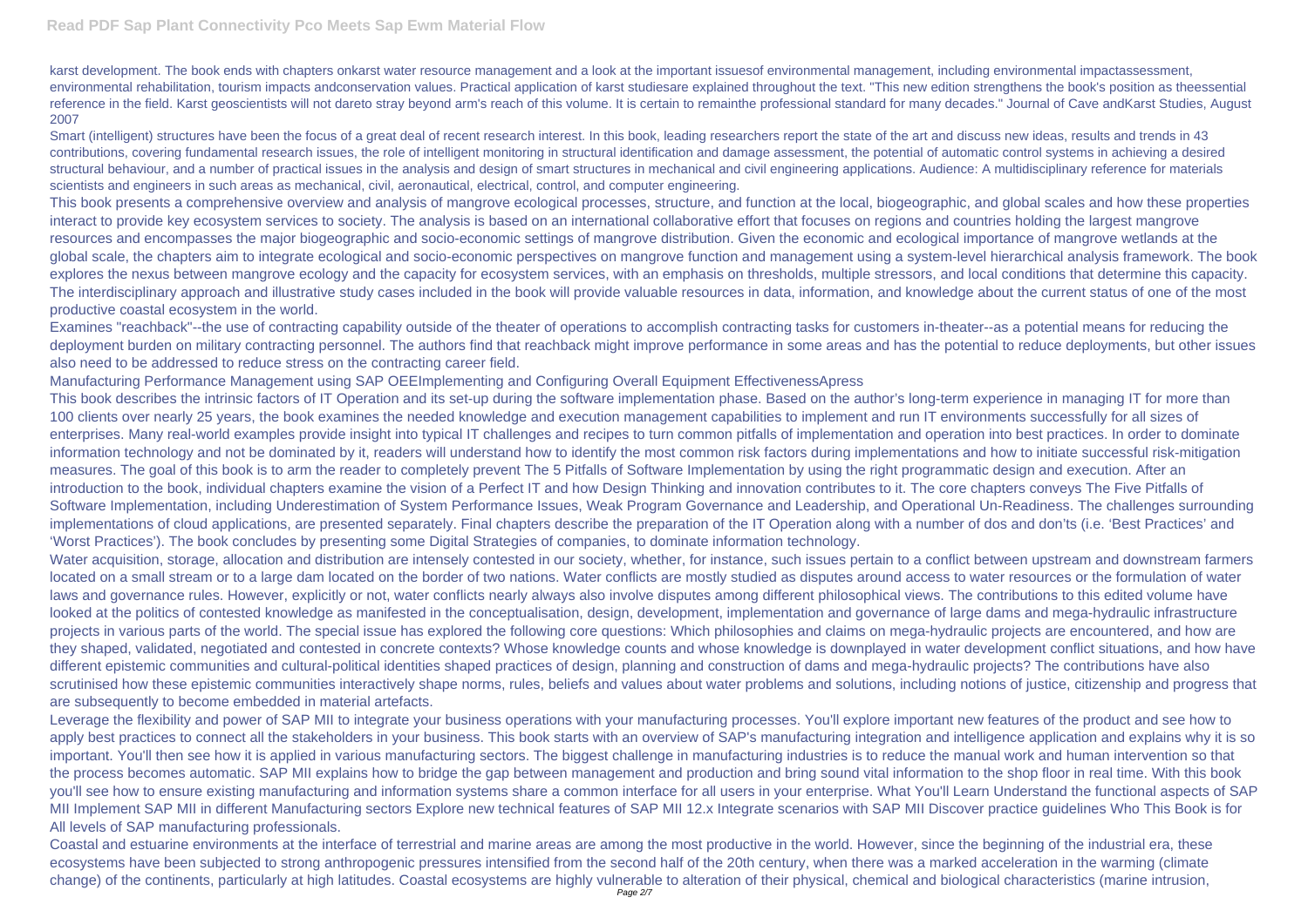karst development. The book ends with chapters onkarst water resource management and a look at the important issuesof environmental management, including environmental impactassessment, environmental rehabilitation, tourism impacts andconservation values. Practical application of karst studiesare explained throughout the text. "This new edition strengthens the book's position as theessential reference in the field. Karst geoscientists will not dareto stray beyond arm's reach of this volume. It is certain to remainthe professional standard for many decades." Journal of Cave andKarst Studies, August 2007

Smart (intelligent) structures have been the focus of a great deal of recent research interest. In this book, leading researchers report the state of the art and discuss new ideas, results and trends in 43 contributions, covering fundamental research issues, the role of intelligent monitoring in structural identification and damage assessment, the potential of automatic control systems in achieving a desired structural behaviour, and a number of practical issues in the analysis and design of smart structures in mechanical and civil engineering applications. Audience: A multidisciplinary reference for materials scientists and engineers in such areas as mechanical, civil, aeronautical, electrical, control, and computer engineering.

This book presents a comprehensive overview and analysis of mangrove ecological processes, structure, and function at the local, biogeographic, and global scales and how these properties interact to provide key ecosystem services to society. The analysis is based on an international collaborative effort that focuses on regions and countries holding the largest mangrove resources and encompasses the major biogeographic and socio-economic settings of mangrove distribution. Given the economic and ecological importance of mangrove wetlands at the global scale, the chapters aim to integrate ecological and socio-economic perspectives on mangrove function and management using a system-level hierarchical analysis framework. The book explores the nexus between mangrove ecology and the capacity for ecosystem services, with an emphasis on thresholds, multiple stressors, and local conditions that determine this capacity. The interdisciplinary approach and illustrative study cases included in the book will provide valuable resources in data, information, and knowledge about the current status of one of the most productive coastal ecosystem in the world.

Examines "reachback"--the use of contracting capability outside of the theater of operations to accomplish contracting tasks for customers in-theater--as a potential means for reducing the deployment burden on military contracting personnel. The authors find that reachback might improve performance in some areas and has the potential to reduce deployments, but other issues also need to be addressed to reduce stress on the contracting career field.

Manufacturing Performance Management using SAP OEEImplementing and Configuring Overall Equipment EffectivenessApress

This book describes the intrinsic factors of IT Operation and its set-up during the software implementation phase. Based on the author's long-term experience in managing IT for more than 100 clients over nearly 25 years, the book examines the needed knowledge and execution management capabilities to implement and run IT environments successfully for all sizes of enterprises. Many real-world examples provide insight into typical IT challenges and recipes to turn common pitfalls of implementation and operation into best practices. In order to dominate information technology and not be dominated by it, readers will understand how to identify the most common risk factors during implementations and how to initiate successful risk-mitigation measures. The goal of this book is to arm the reader to completely prevent The 5 Pitfalls of Software Implementation by using the right programmatic design and execution. After an introduction to the book, individual chapters examine the vision of a Perfect IT and how Design Thinking and innovation contributes to it. The core chapters conveys The Five Pitfalls of Software Implementation, including Underestimation of System Performance Issues, Weak Program Governance and Leadership, and Operational Un-Readiness. The challenges surrounding implementations of cloud applications, are presented separately. Final chapters describe the preparation of the IT Operation along with a number of dos and don'ts (i.e. 'Best Practices' and 'Worst Practices'). The book concludes by presenting some Digital Strategies of companies, to dominate information technology.

Water acquisition, storage, allocation and distribution are intensely contested in our society, whether, for instance, such issues pertain to a conflict between upstream and downstream farmers located on a small stream or to a large dam located on the border of two nations. Water conflicts are mostly studied as disputes around access to water resources or the formulation of water laws and governance rules. However, explicitly or not, water conflicts nearly always also involve disputes among different philosophical views. The contributions to this edited volume have looked at the politics of contested knowledge as manifested in the conceptualisation, design, development, implementation and governance of large dams and mega-hydraulic infrastructure projects in various parts of the world. The special issue has explored the following core questions: Which philosophies and claims on mega-hydraulic projects are encountered, and how are they shaped, validated, negotiated and contested in concrete contexts? Whose knowledge counts and whose knowledge is downplayed in water development conflict situations, and how have different epistemic communities and cultural-political identities shaped practices of design, planning and construction of dams and mega-hydraulic projects? The contributions have also scrutinised how these epistemic communities interactively shape norms, rules, beliefs and values about water problems and solutions, including notions of justice, citizenship and progress that are subsequently to become embedded in material artefacts.

Leverage the flexibility and power of SAP MII to integrate your business operations with your manufacturing processes. You'll explore important new features of the product and see how to apply best practices to connect all the stakeholders in your business. This book starts with an overview of SAP's manufacturing integration and intelligence application and explains why it is so important. You'll then see how it is applied in various manufacturing sectors. The biggest challenge in manufacturing industries is to reduce the manual work and human intervention so that the process becomes automatic. SAP MII explains how to bridge the gap between management and production and bring sound vital information to the shop floor in real time. With this book you'll see how to ensure existing manufacturing and information systems share a common interface for all users in your enterprise. What You'll Learn Understand the functional aspects of SAP MII Implement SAP MII in different Manufacturing sectors Explore new technical features of SAP MII 12.x Integrate scenarios with SAP MII Discover practice guidelines Who This Book is for All levels of SAP manufacturing professionals.

Coastal and estuarine environments at the interface of terrestrial and marine areas are among the most productive in the world. However, since the beginning of the industrial era, these ecosystems have been subjected to strong anthropogenic pressures intensified from the second half of the 20th century, when there was a marked acceleration in the warming (climate change) of the continents, particularly at high latitudes. Coastal ecosystems are highly vulnerable to alteration of their physical, chemical and biological characteristics (marine intrusion,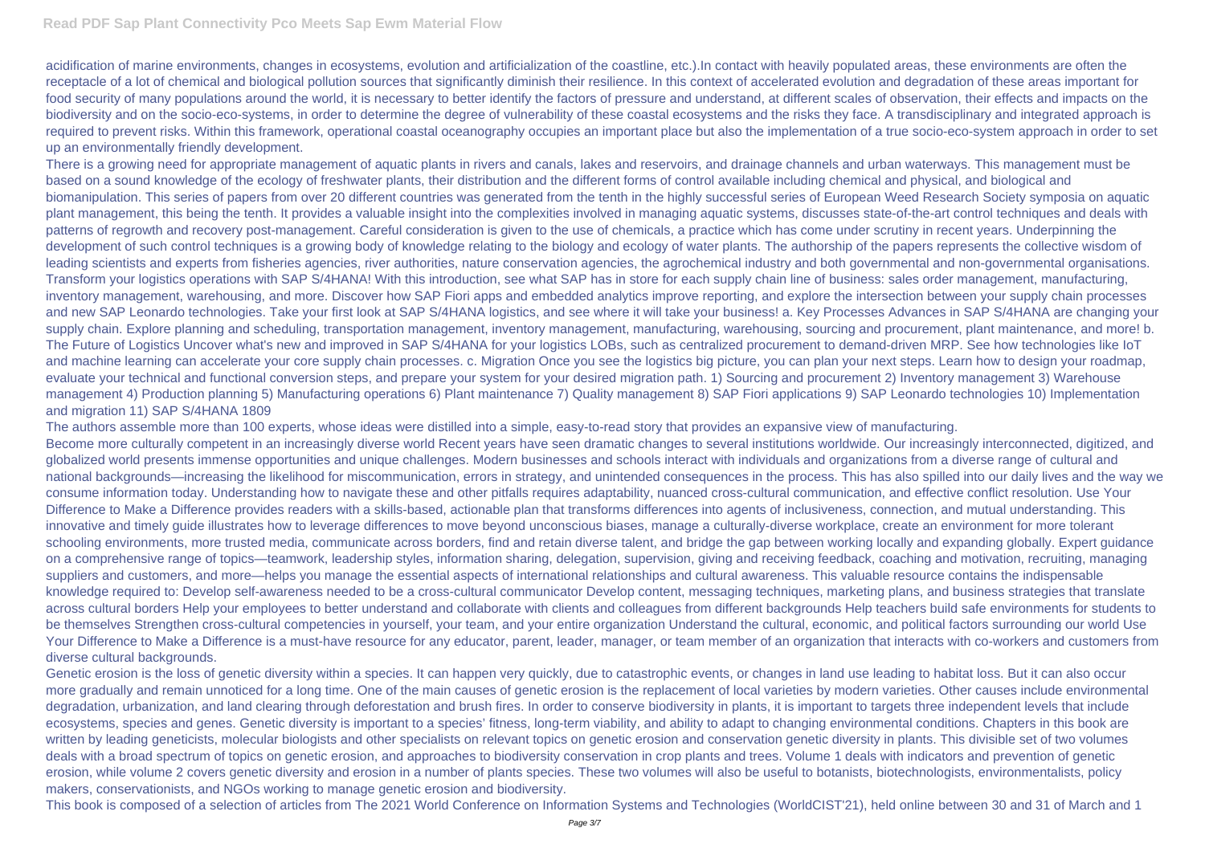acidification of marine environments, changes in ecosystems, evolution and artificialization of the coastline, etc.).In contact with heavily populated areas, these environments are often the receptacle of a lot of chemical and biological pollution sources that significantly diminish their resilience. In this context of accelerated evolution and degradation of these areas important for food security of many populations around the world, it is necessary to better identify the factors of pressure and understand, at different scales of observation, their effects and impacts on the biodiversity and on the socio-eco-systems, in order to determine the degree of vulnerability of these coastal ecosystems and the risks they face. A transdisciplinary and integrated approach is required to prevent risks. Within this framework, operational coastal oceanography occupies an important place but also the implementation of a true socio-eco-system approach in order to set up an environmentally friendly development.

There is a growing need for appropriate management of aquatic plants in rivers and canals, lakes and reservoirs, and drainage channels and urban waterways. This management must be based on a sound knowledge of the ecology of freshwater plants, their distribution and the different forms of control available including chemical and physical, and biological and biomanipulation. This series of papers from over 20 different countries was generated from the tenth in the highly successful series of European Weed Research Society symposia on aquatic plant management, this being the tenth. It provides a valuable insight into the complexities involved in managing aquatic systems, discusses state-of-the-art control techniques and deals with patterns of regrowth and recovery post-management. Careful consideration is given to the use of chemicals, a practice which has come under scrutiny in recent years. Underpinning the development of such control techniques is a growing body of knowledge relating to the biology and ecology of water plants. The authorship of the papers represents the collective wisdom of leading scientists and experts from fisheries agencies, river authorities, nature conservation agencies, the agrochemical industry and both governmental and non-governmental organisations.

Transform your logistics operations with SAP S/4HANA! With this introduction, see what SAP has in store for each supply chain line of business: sales order management, manufacturing, inventory management, warehousing, and more. Discover how SAP Fiori apps and embedded analytics improve reporting, and explore the intersection between your supply chain processes and new SAP Leonardo technologies. Take your first look at SAP S/4HANA logistics, and see where it will take your business! a. Key Processes Advances in SAP S/4HANA are changing your supply chain. Explore planning and scheduling, transportation management, inventory management, manufacturing, warehousing, sourcing and procurement, plant maintenance, and more! b. The Future of Logistics Uncover what's new and improved in SAP S/4HANA for your logistics LOBs, such as centralized procurement to demand-driven MRP. See how technologies like IoT and machine learning can accelerate your core supply chain processes. c. Migration Once you see the logistics big picture, you can plan your next steps. Learn how to design your roadmap, evaluate your technical and functional conversion steps, and prepare your system for your desired migration path. 1) Sourcing and procurement 2) Inventory management 3) Warehouse management 4) Production planning 5) Manufacturing operations 6) Plant maintenance 7) Quality management 8) SAP Fiori applications 9) SAP Leonardo technologies 10) Implementation and migration 11) SAP S/4HANA 1809

The authors assemble more than 100 experts, whose ideas were distilled into a simple, easy-to-read story that provides an expansive view of manufacturing.

Become more culturally competent in an increasingly diverse world Recent years have seen dramatic changes to several institutions worldwide. Our increasingly interconnected, digitized, and globalized world presents immense opportunities and unique challenges. Modern businesses and schools interact with individuals and organizations from a diverse range of cultural and national backgrounds—increasing the likelihood for miscommunication, errors in strategy, and unintended consequences in the process. This has also spilled into our daily lives and the way we consume information today. Understanding how to navigate these and other pitfalls requires adaptability, nuanced cross-cultural communication, and effective conflict resolution. Use Your Difference to Make a Difference provides readers with a skills-based, actionable plan that transforms differences into agents of inclusiveness, connection, and mutual understanding. This innovative and timely guide illustrates how to leverage differences to move beyond unconscious biases, manage a culturally-diverse workplace, create an environment for more tolerant schooling environments, more trusted media, communicate across borders, find and retain diverse talent, and bridge the gap between working locally and expanding globally. Expert guidance on a comprehensive range of topics—teamwork, leadership styles, information sharing, delegation, supervision, giving and receiving feedback, coaching and motivation, recruiting, managing suppliers and customers, and more—helps you manage the essential aspects of international relationships and cultural awareness. This valuable resource contains the indispensable knowledge required to: Develop self-awareness needed to be a cross-cultural communicator Develop content, messaging techniques, marketing plans, and business strategies that translate across cultural borders Help your employees to better understand and collaborate with clients and colleagues from different backgrounds Help teachers build safe environments for students to be themselves Strengthen cross-cultural competencies in yourself, your team, and your entire organization Understand the cultural, economic, and political factors surrounding our world Use Your Difference to Make a Difference is a must-have resource for any educator, parent, leader, manager, or team member of an organization that interacts with co-workers and customers from diverse cultural backgrounds.

Genetic erosion is the loss of genetic diversity within a species. It can happen very quickly, due to catastrophic events, or changes in land use leading to habitat loss. But it can also occur more gradually and remain unnoticed for a long time. One of the main causes of genetic erosion is the replacement of local varieties by modern varieties. Other causes include environmental degradation, urbanization, and land clearing through deforestation and brush fires. In order to conserve biodiversity in plants, it is important to targets three independent levels that include ecosystems, species and genes. Genetic diversity is important to a species' fitness, long-term viability, and ability to adapt to changing environmental conditions. Chapters in this book are written by leading geneticists, molecular biologists and other specialists on relevant topics on genetic erosion and conservation genetic diversity in plants. This divisible set of two volumes deals with a broad spectrum of topics on genetic erosion, and approaches to biodiversity conservation in crop plants and trees. Volume 1 deals with indicators and prevention of genetic erosion, while volume 2 covers genetic diversity and erosion in a number of plants species. These two volumes will also be useful to botanists, biotechnologists, environmentalists, policy makers, conservationists, and NGOs working to manage genetic erosion and biodiversity.

This book is composed of a selection of articles from The 2021 World Conference on Information Systems and Technologies (WorldCIST'21), held online between 30 and 31 of March and 1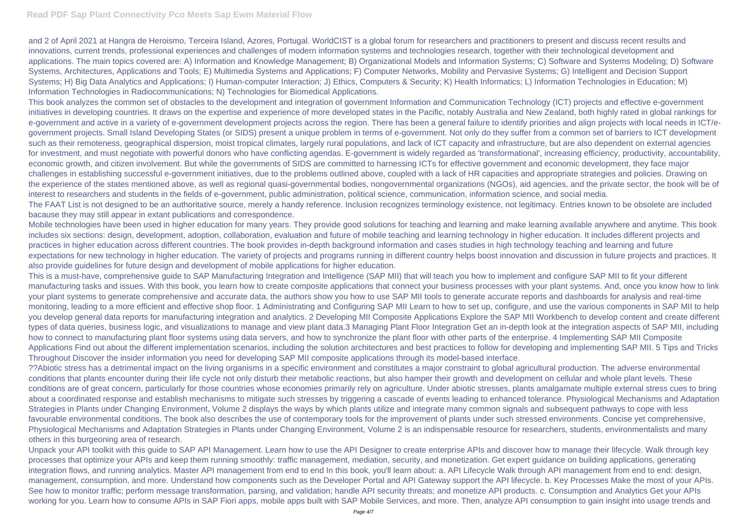and 2 of April 2021 at Hangra de Heroismo, Terceira Island, Azores, Portugal. WorldCIST is a global forum for researchers and practitioners to present and discuss recent results and innovations, current trends, professional experiences and challenges of modern information systems and technologies research, together with their technological development and applications. The main topics covered are: A) Information and Knowledge Management; B) Organizational Models and Information Systems; C) Software and Systems Modeling; D) Software Systems, Architectures, Applications and Tools; E) Multimedia Systems and Applications; F) Computer Networks, Mobility and Pervasive Systems; G) Intelligent and Decision Support Systems; H) Big Data Analytics and Applications; I) Human-computer Interaction; J) Ethics, Computers & Security; K) Health Informatics; L) Information Technologies in Education; M) Information Technologies in Radiocommunications; N) Technologies for Biomedical Applications.

This book analyzes the common set of obstacles to the development and integration of government Information and Communication Technology (ICT) projects and effective e-government initiatives in developing countries. It draws on the expertise and experience of more developed states in the Pacific, notably Australia and New Zealand, both highly rated in global rankings for e-government and active in a variety of e-government development projects across the region. There has been a general failure to identify priorities and align projects with local needs in ICT/e-government projects. Small Island Developing States (or SIDS) present a unique problem in terms of e-government. Not only do they suffer from a common set of barriers to ICT development such as their remoteness, geographical dispersion, moist tropical climates, largely rural populations, and lack of ICT capacity and infrastructure, but are also dependent on external agencies for investment, and must negotiate with powerful donors who have conflicting agendas. E-government is widely regarded as 'transformational', increasing efficiency, productivity, accountability, economic growth, and citizen involvement. But while the governments of SIDS are committed to harnessing ICTs for effective government and economic development, they face major challenges in establishing successful e-government initiatives, due to the problems outlined above, coupled with a lack of HR capacities and appropriate strategies and policies. Drawing on the experience of the states mentioned above, as well as regional quasi-governmental bodies, nongovernmental organizations (NGOs), aid agencies, and the private sector, the book will be of interest to researchers and students in the fields of e-government, public administration, political science, communication, information science, and social media.

The FAAT List is not designed to be an authoritative source, merely a handy reference. Inclusion recognizes terminology existence, not legitimacy. Entries known to be obsolete are included bacause they may still appear in extant publications and correspondence.

Mobile technologies have been used in higher education for many years. They provide good solutions for teaching and learning and make learning available anywhere and anytime. This book includes six sections: design, development, adoption, collaboration, evaluation and future of mobile teaching and learning technology in higher education. It includes different projects and practices in higher education across different countries. The book provides in-depth background information and cases studies in high technology teaching and learning and future expectations for new technology in higher education. The variety of projects and programs running in different country helps boost innovation and discussion in future projects and practices. It also provide guidelines for future design and development of mobile applications for higher education.

This is a must-have, comprehensive guide to SAP Manufacturing Integration and Intelligence (SAP MII) that will teach you how to implement and configure SAP MII to fit your different manufacturing tasks and issues. With this book, you learn how to create composite applications that connect your business processes with your plant systems. And, once you know how to link your plant systems to generate comprehensive and accurate data, the authors show you how to use SAP MII tools to generate accurate reports and dashboards for analysis and real-time monitoring, leading to a more efficient and effective shop floor. 1 Administrating and Configuring SAP MII Learn to how to set up, configure, and use the various components in SAP MII to help you develop general data reports for manufacturing integration and analytics. 2 Developing MII Composite Applications Explore the SAP MII Workbench to develop content and create different types of data queries, business logic, and visualizations to manage and view plant data.3 Managing Plant Floor Integration Get an in-depth look at the integration aspects of SAP MII, including how to connect to manufacturing plant floor systems using data servers, and how to synchronize the plant floor with other parts of the enterprise. 4 Implementing SAP MII Composite Applications Find out about the different implementation scenarios, including the solution architectures and best practices to follow for developing and implementing SAP MII. 5 Tips and Tricks Throughout Discover the insider information you need for developing SAP MII composite applications through its model-based interface.

??Abiotic stress has a detrimental impact on the living organisms in a specific environment and constitutes a major constraint to global agricultural production. The adverse environmental conditions that plants encounter during their life cycle not only disturb their metabolic reactions, but also hamper their growth and development on cellular and whole plant levels. These conditions are of great concern, particularly for those countries whose economies primarily rely on agriculture. Under abiotic stresses, plants amalgamate multiple external stress cues to bring about a coordinated response and establish mechanisms to mitigate such stresses by triggering a cascade of events leading to enhanced tolerance. Physiological Mechanisms and Adaptation Strategies in Plants under Changing Environment, Volume 2 displays the ways by which plants utilize and integrate many common signals and subsequent pathways to cope with less favourable environmental conditions. The book also describes the use of contemporary tools for the improvement of plants under such stressed environments. Concise yet comprehensive, Physiological Mechanisms and Adaptation Strategies in Plants under Changing Environment, Volume 2 is an indispensable resource for researchers, students, environmentalists and many others in this burgeoning area of research.

Unpack your API toolkit with this guide to SAP API Management. Learn how to use the API Designer to create enterprise APIs and discover how to manage their lifecycle. Walk through key processes that optimize your APIs and keep them running smoothly: traffic management, mediation, security, and monetization. Get expert guidance on building applications, generating integration flows, and running analytics. Master API management from end to end In this book, you'll learn about: a. API Lifecycle Walk through API management from end to end: design, management, consumption, and more. Understand how components such as the Developer Portal and API Gateway support the API lifecycle. b. Key Processes Make the most of your APIs. See how to monitor traffic; perform message transformation, parsing, and validation; handle API security threats; and monetize API products. c. Consumption and Analytics Get your APIs working for you. Learn how to consume APIs in SAP Fiori apps, mobile apps built with SAP Mobile Services, and more. Then, analyze API consumption to gain insight into usage trends and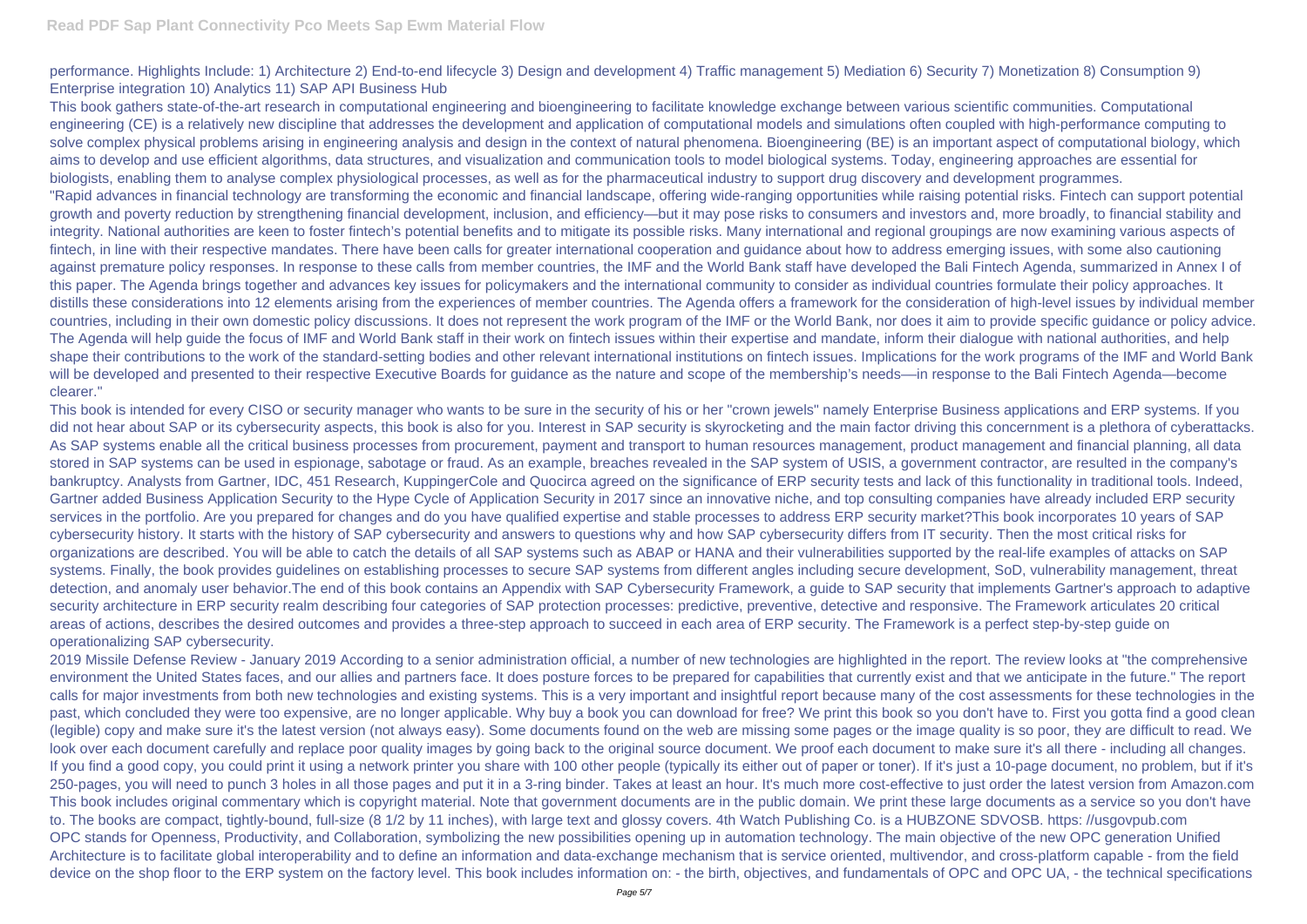performance. Highlights Include: 1) Architecture 2) End-to-end lifecycle 3) Design and development 4) Traffic management 5) Mediation 6) Security 7) Monetization 8) Consumption 9) Enterprise integration 10) Analytics 11) SAP API Business Hub

This book gathers state-of-the-art research in computational engineering and bioengineering to facilitate knowledge exchange between various scientific communities. Computational engineering (CE) is a relatively new discipline that addresses the development and application of computational models and simulations often coupled with high-performance computing to solve complex physical problems arising in engineering analysis and design in the context of natural phenomena. Bioengineering (BE) is an important aspect of computational biology, which aims to develop and use efficient algorithms, data structures, and visualization and communication tools to model biological systems. Today, engineering approaches are essential for biologists, enabling them to analyse complex physiological processes, as well as for the pharmaceutical industry to support drug discovery and development programmes.

"Rapid advances in financial technology are transforming the economic and financial landscape, offering wide-ranging opportunities while raising potential risks. Fintech can support potential growth and poverty reduction by strengthening financial development, inclusion, and efficiency—but it may pose risks to consumers and investors and, more broadly, to financial stability and integrity. National authorities are keen to foster fintech's potential benefits and to mitigate its possible risks. Many international and regional groupings are now examining various aspects of fintech, in line with their respective mandates. There have been calls for greater international cooperation and guidance about how to address emerging issues, with some also cautioning against premature policy responses. In response to these calls from member countries, the IMF and the World Bank staff have developed the Bali Fintech Agenda, summarized in Annex I of this paper. The Agenda brings together and advances key issues for policymakers and the international community to consider as individual countries formulate their policy approaches. It distills these considerations into 12 elements arising from the experiences of member countries. The Agenda offers a framework for the consideration of high-level issues by individual member countries, including in their own domestic policy discussions. It does not represent the work program of the IMF or the World Bank, nor does it aim to provide specific guidance or policy advice. The Agenda will help guide the focus of IMF and World Bank staff in their work on fintech issues within their expertise and mandate, inform their dialogue with national authorities, and help shape their contributions to the work of the standard-setting bodies and other relevant international institutions on fintech issues. Implications for the work programs of the IMF and World Bank will be developed and presented to their respective Executive Boards for guidance as the nature and scope of the membership's needs—in response to the Bali Fintech Agenda—become clearer."

This book is intended for every CISO or security manager who wants to be sure in the security of his or her "crown jewels" namely Enterprise Business applications and ERP systems. If you did not hear about SAP or its cybersecurity aspects, this book is also for you. Interest in SAP security is skyrocketing and the main factor driving this concernment is a plethora of cyberattacks. As SAP systems enable all the critical business processes from procurement, payment and transport to human resources management, product management and financial planning, all data stored in SAP systems can be used in espionage, sabotage or fraud. As an example, breaches revealed in the SAP system of USIS, a government contractor, are resulted in the company's bankruptcy. Analysts from Gartner, IDC, 451 Research, KuppingerCole and Quocirca agreed on the significance of ERP security tests and lack of this functionality in traditional tools. Indeed, Gartner added Business Application Security to the Hype Cycle of Application Security in 2017 since an innovative niche, and top consulting companies have already included ERP security services in the portfolio. Are you prepared for changes and do you have qualified expertise and stable processes to address ERP security market?This book incorporates 10 years of SAP cybersecurity history. It starts with the history of SAP cybersecurity and answers to questions why and how SAP cybersecurity differs from IT security. Then the most critical risks for organizations are described. You will be able to catch the details of all SAP systems such as ABAP or HANA and their vulnerabilities supported by the real-life examples of attacks on SAP systems. Finally, the book provides guidelines on establishing processes to secure SAP systems from different angles including secure development, SoD, vulnerability management, threat detection, and anomaly user behavior.The end of this book contains an Appendix with SAP Cybersecurity Framework, a guide to SAP security that implements Gartner's approach to adaptive security architecture in ERP security realm describing four categories of SAP protection processes: predictive, preventive, detective and responsive. The Framework articulates 20 critical areas of actions, describes the desired outcomes and provides a three-step approach to succeed in each area of ERP security. The Framework is a perfect step-by-step guide on operationalizing SAP cybersecurity.

2019 Missile Defense Review - January 2019 According to a senior administration official, a number of new technologies are highlighted in the report. The review looks at "the comprehensive environment the United States faces, and our allies and partners face. It does posture forces to be prepared for capabilities that currently exist and that we anticipate in the future." The report calls for major investments from both new technologies and existing systems. This is a very important and insightful report because many of the cost assessments for these technologies in the past, which concluded they were too expensive, are no longer applicable. Why buy a book you can download for free? We print this book so you don't have to. First you gotta find a good clean (legible) copy and make sure it's the latest version (not always easy). Some documents found on the web are missing some pages or the image quality is so poor, they are difficult to read. We look over each document carefully and replace poor quality images by going back to the original source document. We proof each document to make sure it's all there - including all changes. If you find a good copy, you could print it using a network printer you share with 100 other people (typically its either out of paper or toner). If it's just a 10-page document, no problem, but if it's 250-pages, you will need to punch 3 holes in all those pages and put it in a 3-ring binder. Takes at least an hour. It's much more cost-effective to just order the latest version from Amazon.com This book includes original commentary which is copyright material. Note that government documents are in the public domain. We print these large documents as a service so you don't have to. The books are compact, tightly-bound, full-size (8 1/2 by 11 inches), with large text and glossy covers. 4th Watch Publishing Co. is a HUBZONE SDVOSB. https: //usgovpub.com

OPC stands for Openness, Productivity, and Collaboration, symbolizing the new possibilities opening up in automation technology. The main objective of the new OPC generation Unified Architecture is to facilitate global interoperability and to define an information and data-exchange mechanism that is service oriented, multivendor, and cross-platform capable - from the field device on the shop floor to the ERP system on the factory level. This book includes information on: - the birth, objectives, and fundamentals of OPC and OPC UA, - the technical specifications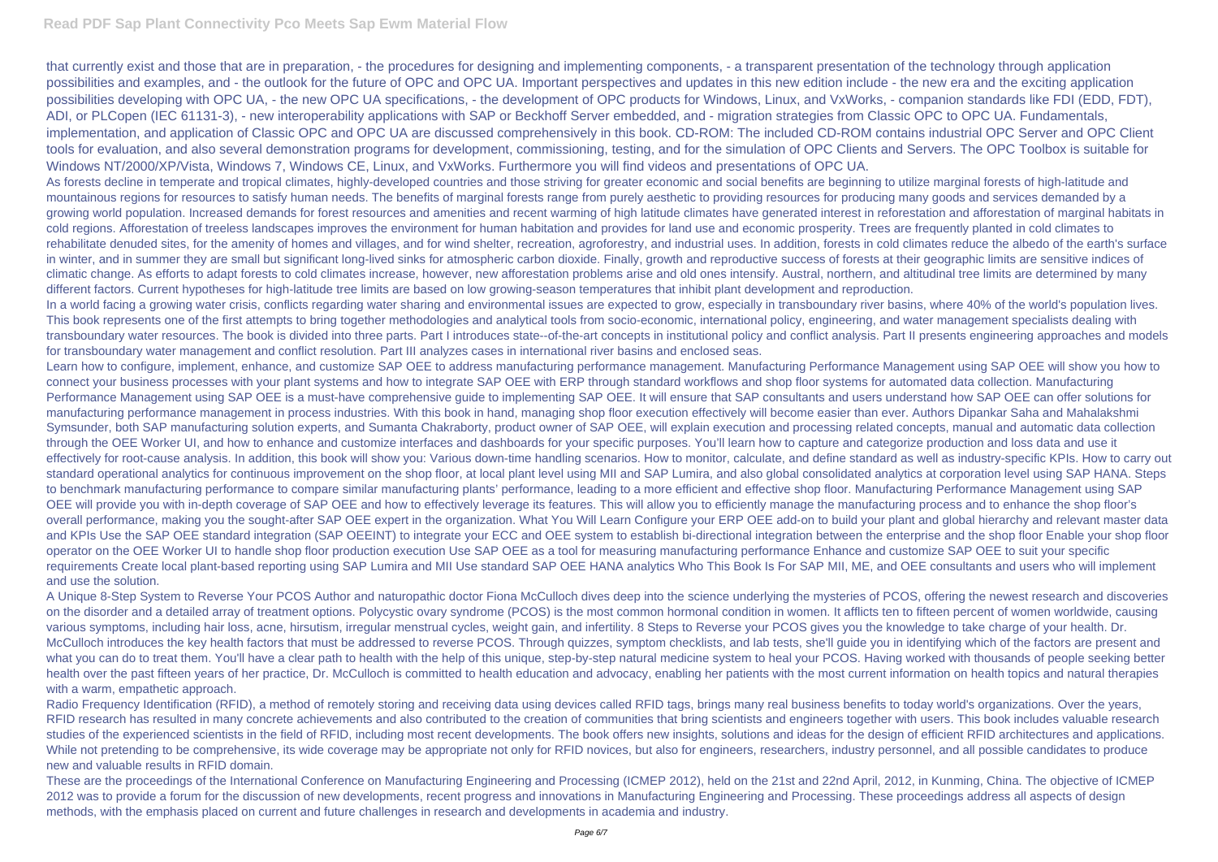that currently exist and those that are in preparation, - the procedures for designing and implementing components, - a transparent presentation of the technology through application possibilities and examples, and - the outlook for the future of OPC and OPC UA. Important perspectives and updates in this new edition include - the new era and the exciting application possibilities developing with OPC UA, - the new OPC UA specifications, - the development of OPC products for Windows, Linux, and VxWorks, - companion standards like FDI (EDD, FDT), ADI, or PLCopen (IEC 61131-3), - new interoperability applications with SAP or Beckhoff Server embedded, and - migration strategies from Classic OPC to OPC UA. Fundamentals, implementation, and application of Classic OPC and OPC UA are discussed comprehensively in this book. CD-ROM: The included CD-ROM contains industrial OPC Server and OPC Client tools for evaluation, and also several demonstration programs for development, commissioning, testing, and for the simulation of OPC Clients and Servers. The OPC Toolbox is suitable for Windows NT/2000/XP/Vista, Windows 7, Windows CE, Linux, and VxWorks. Furthermore you will find videos and presentations of OPC UA.

As forests decline in temperate and tropical climates, highly-developed countries and those striving for greater economic and social benefits are beginning to utilize marginal forests of high-latitude and mountainous regions for resources to satisfy human needs. The benefits of marginal forests range from purely aesthetic to providing resources for producing many goods and services demanded by a growing world population. Increased demands for forest resources and amenities and recent warming of high latitude climates have generated interest in reforestation and afforestation of marginal habitats in cold regions. Afforestation of treeless landscapes improves the environment for human habitation and provides for land use and economic prosperity. Trees are frequently planted in cold climates to rehabilitate denuded sites, for the amenity of homes and villages, and for wind shelter, recreation, agroforestry, and industrial uses. In addition, forests in cold climates reduce the albedo of the earth's surface in winter, and in summer they are small but significant long-lived sinks for atmospheric carbon dioxide. Finally, growth and reproductive success of forests at their geographic limits are sensitive indices of climatic change. As efforts to adapt forests to cold climates increase, however, new afforestation problems arise and old ones intensify. Austral, northern, and altitudinal tree limits are determined by many different factors. Current hypotheses for high-latitude tree limits are based on low growing-season temperatures that inhibit plant development and reproduction.

In a world facing a growing water crisis, conflicts regarding water sharing and environmental issues are expected to grow, especially in transboundary river basins, where 40% of the world's population lives. This book represents one of the first attempts to bring together methodologies and analytical tools from socio-economic, international policy, engineering, and water management specialists dealing with transboundary water resources. The book is divided into three parts. Part I introduces state--of-the-art concepts in institutional policy and conflict analysis. Part II presents engineering approaches and models for transboundary water management and conflict resolution. Part III analyzes cases in international river basins and enclosed seas.

Learn how to configure, implement, enhance, and customize SAP OEE to address manufacturing performance management. Manufacturing Performance Management using SAP OEE will show you how to connect your business processes with your plant systems and how to integrate SAP OEE with ERP through standard workflows and shop floor systems for automated data collection. Manufacturing Performance Management using SAP OEE is a must-have comprehensive guide to implementing SAP OEE. It will ensure that SAP consultants and users understand how SAP OEE can offer solutions for manufacturing performance management in process industries. With this book in hand, managing shop floor execution effectively will become easier than ever. Authors Dipankar Saha and Mahalakshmi Symsunder, both SAP manufacturing solution experts, and Sumanta Chakraborty, product owner of SAP OEE, will explain execution and processing related concepts, manual and automatic data collection through the OEE Worker UI, and how to enhance and customize interfaces and dashboards for your specific purposes. You'll learn how to capture and categorize production and loss data and use it effectively for root-cause analysis. In addition, this book will show you: Various down-time handling scenarios. How to monitor, calculate, and define standard as well as industry-specific KPIs. How to carry out standard operational analytics for continuous improvement on the shop floor, at local plant level using MII and SAP Lumira, and also global consolidated analytics at corporation level using SAP HANA. Steps to benchmark manufacturing performance to compare similar manufacturing plants' performance, leading to a more efficient and effective shop floor. Manufacturing Performance Management using SAP OEE will provide you with in-depth coverage of SAP OEE and how to effectively leverage its features. This will allow you to efficiently manage the manufacturing process and to enhance the shop floor's overall performance, making you the sought-after SAP OEE expert in the organization. What You Will Learn Configure your ERP OEE add-on to build your plant and global hierarchy and relevant master data and KPIs Use the SAP OEE standard integration (SAP OEEINT) to integrate your ECC and OEE system to establish bi-directional integration between the enterprise and the shop floor Enable your shop floor operator on the OEE Worker UI to handle shop floor production execution Use SAP OEE as a tool for measuring manufacturing performance Enhance and customize SAP OEE to suit your specific requirements Create local plant-based reporting using SAP Lumira and MII Use standard SAP OEE HANA analytics Who This Book Is For SAP MII, ME, and OEE consultants and users who will implement and use the solution.

A Unique 8-Step System to Reverse Your PCOS Author and naturopathic doctor Fiona McCulloch dives deep into the science underlying the mysteries of PCOS, offering the newest research and discoveries on the disorder and a detailed array of treatment options. Polycystic ovary syndrome (PCOS) is the most common hormonal condition in women. It afflicts ten to fifteen percent of women worldwide, causing various symptoms, including hair loss, acne, hirsutism, irregular menstrual cycles, weight gain, and infertility. 8 Steps to Reverse your PCOS gives you the knowledge to take charge of your health. Dr. McCulloch introduces the key health factors that must be addressed to reverse PCOS. Through quizzes, symptom checklists, and lab tests, she'll guide you in identifying which of the factors are present and what you can do to treat them. You'll have a clear path to health with the help of this unique, step-by-step natural medicine system to heal your PCOS. Having worked with thousands of people seeking better health over the past fifteen years of her practice, Dr. McCulloch is committed to health education and advocacy, enabling her patients with the most current information on health topics and natural therapies with a warm, empathetic approach.

Radio Frequency Identification (RFID), a method of remotely storing and receiving data using devices called RFID tags, brings many real business benefits to today world's organizations. Over the years, RFID research has resulted in many concrete achievements and also contributed to the creation of communities that bring scientists and engineers together with users. This book includes valuable research studies of the experienced scientists in the field of RFID, including most recent developments. The book offers new insights, solutions and ideas for the design of efficient RFID architectures and applications. While not pretending to be comprehensive, its wide coverage may be appropriate not only for RFID novices, but also for engineers, researchers, industry personnel, and all possible candidates to produce new and valuable results in RFID domain.

These are the proceedings of the International Conference on Manufacturing Engineering and Processing (ICMEP 2012), held on the 21st and 22nd April, 2012, in Kunming, China. The objective of ICMEP 2012 was to provide a forum for the discussion of new developments, recent progress and innovations in Manufacturing Engineering and Processing. These proceedings address all aspects of design methods, with the emphasis placed on current and future challenges in research and developments in academia and industry.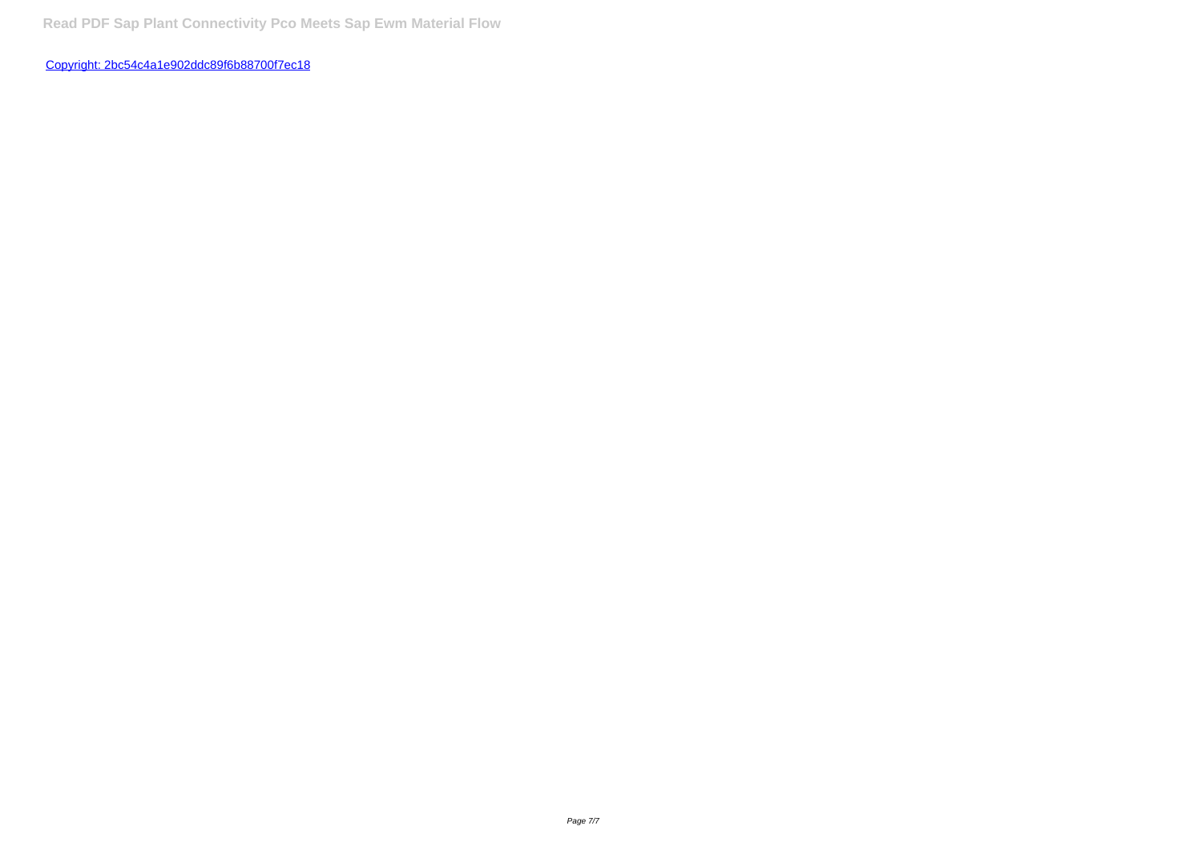Copyright: 2bc54c4a1e902ddc89f6b88700f7ec18